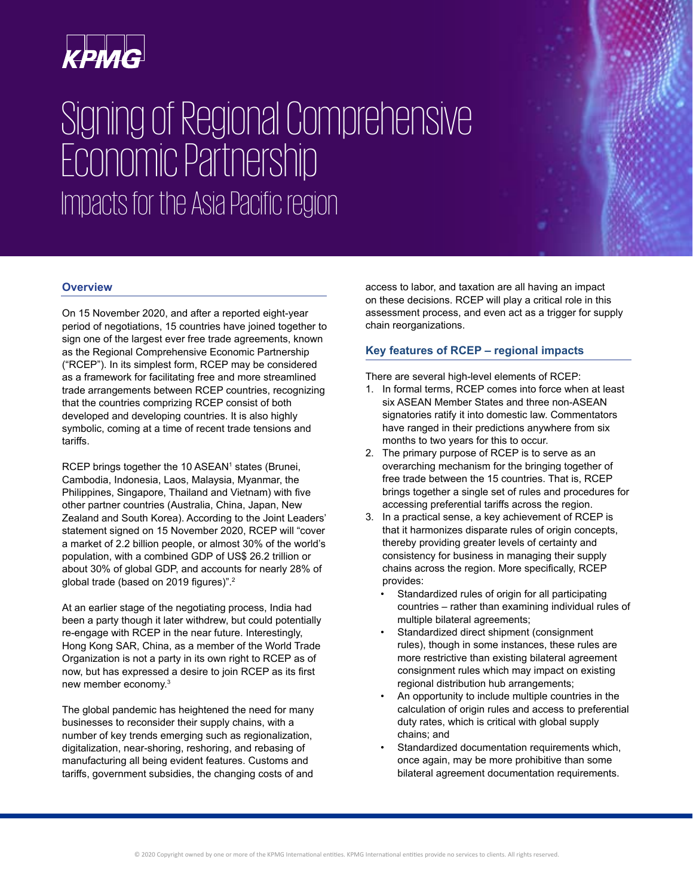KPMG

# Signing of Regional Comprehensive Economic Partnership

## Impacts for the Asia Pacific region

### Overview

On 15 November 2020, and after a reported eight-year period of negotiations, 15 countries have joined together to sign one of the largest ever free trade agreements, known as the Regional Comprehensive Economic Partnership ("RCEP"). In its simplest form, RCEP may be considered as a framework for facilitating free and more streamlined trade arrangements between RCEP countries, recognizing that the countries comprizing RCEP consist of both developed and developing countries. It is also highly symbolic, coming at a time of recent trade tensions and tariffs.

RCEP brings together the 10 ASEAN[1] states (Brunei, Cambodia, Indonesia, Laos, Malaysia, Myanmar, the Philippines, Singapore, Thailand and Vietnam) with five other partner countries (Australia, China, Japan, New Zealand and South Korea). According to the Joint Leaders' statement signed on 15 November 2020, RCEP will "cover a market of 2.2 billion people, or almost 30% of the world's population, with a combined GDP of US$ 26.2 trillion or about 30% of global GDP, and accounts for nearly 28% of global trade (based on 2019 figures)".[2]

At an earlier stage of the negotiating process, India had been a party though it later withdrew, but could potentially re-engage with RCEP in the near future. Interestingly, Hong Kong SAR, China, as a member of the World Trade Organization is not a party in its own right to RCEP as of now, but has expressed a desire to join RCEP as its first new member economy.[3]

The global pandemic has heightened the need for many businesses to reconsider their supply chains, with a number of key trends emerging such as regionalization, digitalization, near-shoring, reshoring, and rebasing of manufacturing all being evident features. Customs and tariffs, government subsidies, the changing costs of and access to labor, and taxation are all having an impact on these decisions. RCEP will play a critical role in this assessment process, and even act as a trigger for supply chain reorganizations.

### Key features of RCEP – regional impacts

There are several high-level elements of RCEP:

1. In formal terms, RCEP comes into force when at least six ASEAN Member States and three non-ASEAN signatories ratify it into domestic law. Commentators have ranged in their predictions anywhere from six months to two years for this to occur.
2. The primary purpose of RCEP is to serve as an overarching mechanism for the bringing together of free trade between the 15 countries. That is, RCEP brings together a single set of rules and procedures for accessing preferential tariffs across the region.
3. In a practical sense, a key achievement of RCEP is that it harmonizes disparate rules of origin concepts, thereby providing greater levels of certainty and consistency for business in managing their supply chains across the region. More specifically, RCEP provides:
   - Standardized rules of origin for all participating countries – rather than examining individual rules of multiple bilateral agreements;
   - Standardized direct shipment (consignment rules), though in some instances, these rules are more restrictive than existing bilateral agreement consignment rules which may impact on existing regional distribution hub arrangements;
   - An opportunity to include multiple countries in the calculation of origin rules and access to preferential duty rates, which is critical with global supply chains; and
   - Standardized documentation requirements which, once again, may be more prohibitive than some bilateral agreement documentation requirements.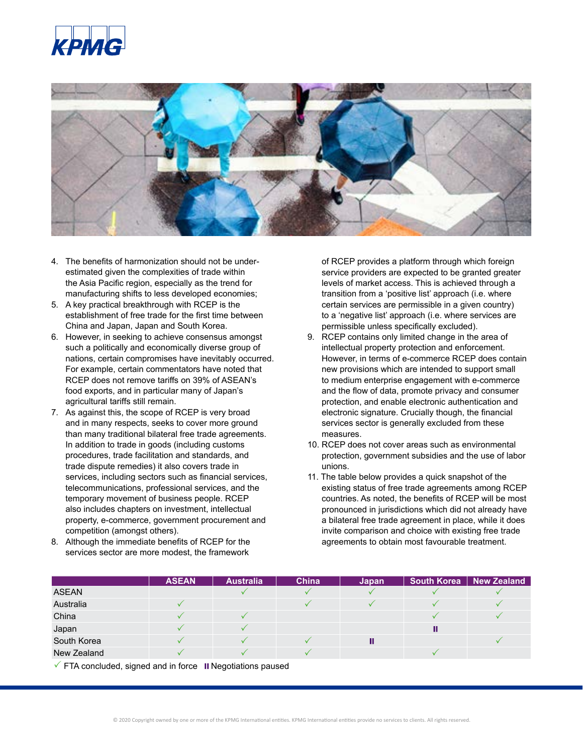4. The benefits of harmonization should not be under-estimated given the complexities of trade within the Asia Pacific region, especially as the trend for manufacturing shifts to less developed economies;
5. A key practical breakthrough with RCEP is the establishment of free trade for the first time between China and Japan, Japan and South Korea.
6. However, in seeking to achieve consensus amongst such a politically and economically diverse group of nations, certain compromises have inevitably occurred. For example, certain commentators have noted that RCEP does not remove tariffs on 39% of ASEAN's food exports, and in particular many of Japan's agricultural tariffs still remain.
7. As against this, the scope of RCEP is very broad and in many respects, seeks to cover more ground than many traditional bilateral free trade agreements. In addition to trade in goods (including customs procedures, trade facilitation and standards, and trade dispute remedies) it also covers trade in services, including sectors such as financial services, telecommunications, professional services, and the temporary movement of business people. RCEP also includes chapters on investment, intellectual property, e-commerce, government procurement and competition (amongst others).
8. Although the immediate benefits of RCEP for the services sector are more modest, the framework of RCEP provides a platform through which foreign service providers are expected to be granted greater levels of market access. This is achieved through a transition from a 'positive list' approach (i.e. where certain services are permissible in a given country) to a 'negative list' approach (i.e. where services are permissible unless specifically excluded).
9. RCEP contains only limited change in the area of intellectual property protection and enforcement. However, in terms of e-commerce RCEP does contain new provisions which are intended to support small to medium enterprise engagement with e-commerce and the flow of data, promote privacy and consumer protection, and enable electronic authentication and electronic signature. Crucially though, the financial services sector is generally excluded from these measures.
10. RCEP does not cover areas such as environmental protection, government subsidies and the use of labor unions.
11. The table below provides a quick snapshot of the existing status of free trade agreements among RCEP countries. As noted, the benefits of RCEP will be most pronounced in jurisdictions which did not already have a bilateral free trade agreement in place, while it does invite comparison and choice with existing free trade agreements to obtain most favourable treatment.

| | ASEAN | Australia | China | Japan | South Korea | New Zealand |
|---|---|---|---|---|---|---|
| ASEAN | | ✓ | ✓ | ✓ | ✓ | ✓ |
| Australia | ✓ | | ✓ | ✓ | ✓ | ✓ |
| China | ✓ | ✓ | | | ✓ | ✓ |
| Japan | ✓ | ✓ | | | II | |
| South Korea | ✓ | ✓ | ✓ | II | | ✓ |
| New Zealand | ✓ | ✓ | ✓ | | ✓ | |

✓ FTA concluded, signed and in force II Negotiations paused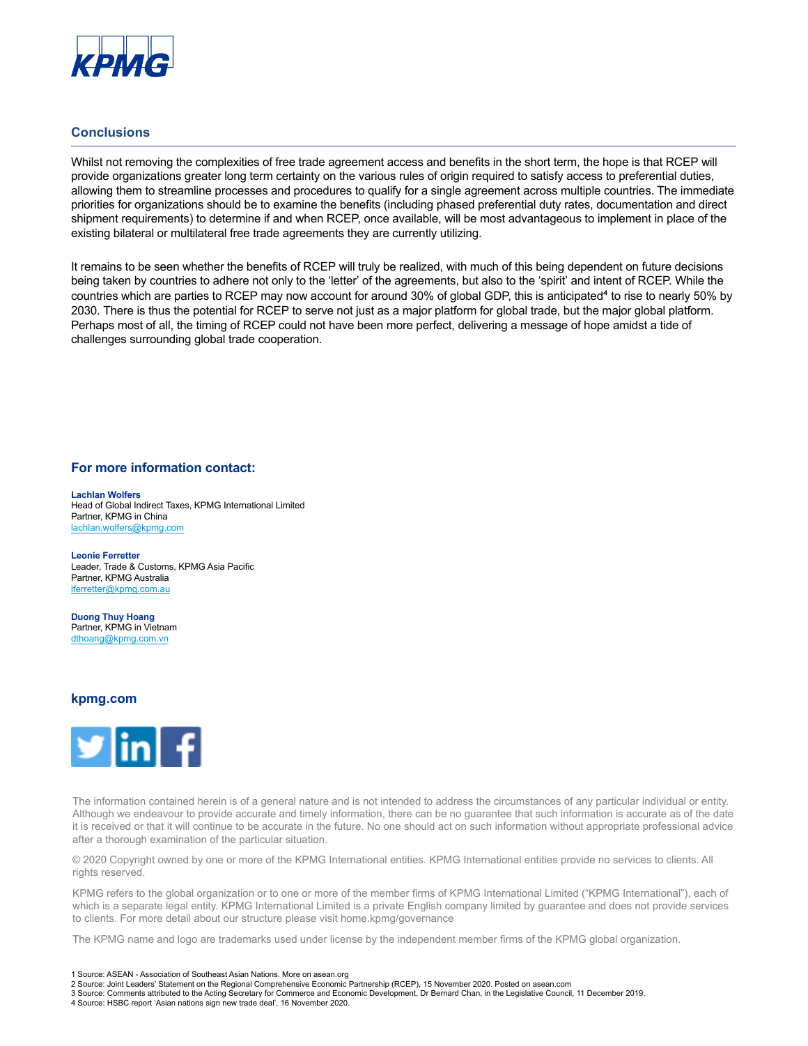## Conclusions

Whilst not removing the complexities of free trade agreement access and benefits in the short term, the hope is that RCEP will provide organizations greater long term certainty on the various rules of origin required to satisfy access to preferential duties, allowing them to streamline processes and procedures to qualify for a single agreement across multiple countries. The immediate priorities for organizations should be to examine the benefits (including phased preferential duty rates, documentation and direct shipment requirements) to determine if and when RCEP, once available, will be most advantageous to implement in place of the existing bilateral or multilateral free trade agreements they are currently utilizing.

It remains to be seen whether the benefits of RCEP will truly be realized, with much of this being dependent on future decisions being taken by countries to adhere not only to the 'letter' of the agreements, but also to the 'spirit' and intent of RCEP. While the countries which are parties to RCEP may now account for around 30% of global GDP, this is anticipated[4] to rise to nearly 50% by 2030. There is thus the potential for RCEP to serve not just as a major platform for global trade, but the major global platform. Perhaps most of all, the timing of RCEP could not have been more perfect, delivering a message of hope amidst a tide of challenges surrounding global trade cooperation.

## For more information contact:

**Lachlan Wolfers**
Head of Global Indirect Taxes, KPMG International Limited
Partner, KPMG in China
lachlan.wolfers@kpmg.com

**Leonie Ferretter**
Leader, Trade & Customs, KPMG Asia Pacific
Partner, KPMG Australia
lferretter@kpmg.com.au

**Duong Thuy Hoang**
Partner, KPMG in Vietnam
dthoang@kpmg.com.vn

**kpmg.com**

The information contained herein is of a general nature and is not intended to address the circumstances of any particular individual or entity. Although we endeavour to provide accurate and timely information, there can be no guarantee that such information is accurate as of the date it is received or that it will continue to be accurate in the future. No one should act on such information without appropriate professional advice after a thorough examination of the particular situation.

© 2020 Copyright owned by one or more of the KPMG International entities. KPMG International entities provide no services to clients. All rights reserved.

KPMG refers to the global organization or to one or more of the member firms of KPMG International Limited ("KPMG International"), each of which is a separate legal entity. KPMG International Limited is a private English company limited by guarantee and does not provide services to clients. For more detail about our structure please visit home.kpmg/governance

The KPMG name and logo are trademarks used under license by the independent member firms of the KPMG global organization.

1 Source: ASEAN - Association of Southeast Asian Nations. More on asean.org
2 Source: Joint Leaders' Statement on the Regional Comprehensive Economic Partnership (RCEP), 15 November 2020. Posted on asean.com
3 Source: Comments attributed to the Acting Secretary for Commerce and Economic Development, Dr Bernard Chan, in the Legislative Council, 11 December 2019.
4 Source: HSBC report 'Asian nations sign new trade deal', 16 November 2020.